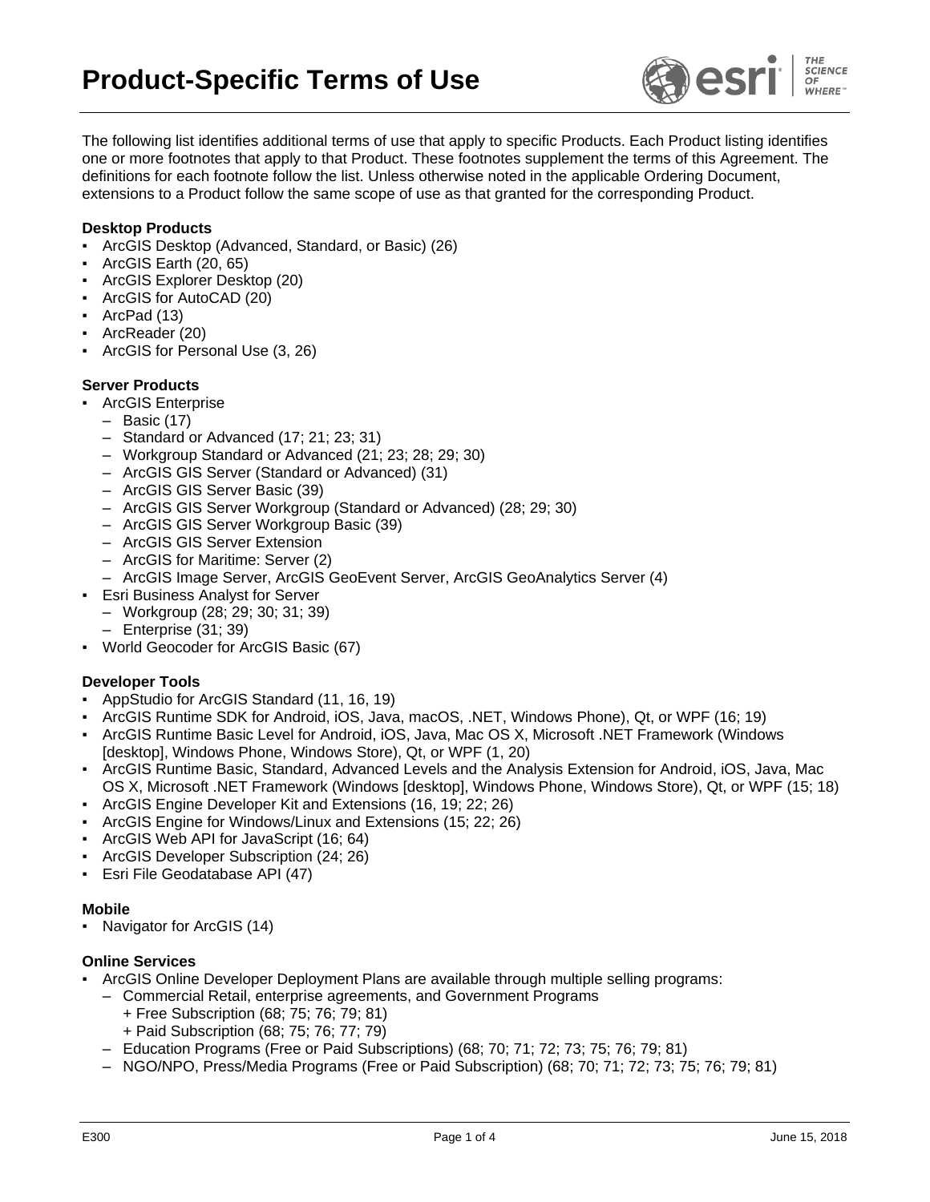# Product-Specific Terms of Use

The following list identifies additional terms of use that apply to specific Products. Each Product listing identifies one or more footnotes that apply to that Product. These footnotes supplement the terms of this Agreement. The definitions for each footnote follow the list. Unless otherwise noted in the applicable Ordering Document, extensions to a Product follow the same scope of use as that granted for the corresponding Product.

**Desktop Products**

- ArcGIS Desktop (Advanced, Standard, or Basic) (26)
- ArcGIS Earth (20, 65)
- ArcGIS Explorer Desktop (20)
- ArcGIS for AutoCAD (20)
- ArcPad (13)
- ArcReader (20)
- ArcGIS for Personal Use (3, 26)

**Server Products**

- ArcGIS Enterprise
  - Basic (17)
  - Standard or Advanced (17; 21; 23; 31)
  - Workgroup Standard or Advanced (21; 23; 28; 29; 30)
  - ArcGIS GIS Server (Standard or Advanced) (31)
  - ArcGIS GIS Server Basic (39)
  - ArcGIS GIS Server Workgroup (Standard or Advanced) (28; 29; 30)
  - ArcGIS GIS Server Workgroup Basic (39)
  - ArcGIS GIS Server Extension
  - ArcGIS for Maritime: Server (2)
  - ArcGIS Image Server, ArcGIS GeoEvent Server, ArcGIS GeoAnalytics Server (4)
- Esri Business Analyst for Server
  - Workgroup (28; 29; 30; 31; 39)
  - Enterprise (31; 39)
- World Geocoder for ArcGIS Basic (67)

**Developer Tools**

- AppStudio for ArcGIS Standard (11, 16, 19)
- ArcGIS Runtime SDK for Android, iOS, Java, macOS, .NET, Windows Phone), Qt, or WPF (16; 19)
- ArcGIS Runtime Basic Level for Android, iOS, Java, Mac OS X, Microsoft .NET Framework (Windows [desktop], Windows Phone, Windows Store), Qt, or WPF (1, 20)
- ArcGIS Runtime Basic, Standard, Advanced Levels and the Analysis Extension for Android, iOS, Java, Mac OS X, Microsoft .NET Framework (Windows [desktop], Windows Phone, Windows Store), Qt, or WPF (15; 18)
- ArcGIS Engine Developer Kit and Extensions (16, 19; 22; 26)
- ArcGIS Engine for Windows/Linux and Extensions (15; 22; 26)
- ArcGIS Web API for JavaScript (16; 64)
- ArcGIS Developer Subscription (24; 26)
- Esri File Geodatabase API (47)

**Mobile**

- Navigator for ArcGIS (14)

**Online Services**

- ArcGIS Online Developer Deployment Plans are available through multiple selling programs:
  - Commercial Retail, enterprise agreements, and Government Programs
    - + Free Subscription (68; 75; 76; 79; 81)
    - + Paid Subscription (68; 75; 76; 77; 79)
  - Education Programs (Free or Paid Subscriptions) (68; 70; 71; 72; 73; 75; 76; 79; 81)
  - NGO/NPO, Press/Media Programs (Free or Paid Subscription) (68; 70; 71; 72; 73; 75; 76; 79; 81)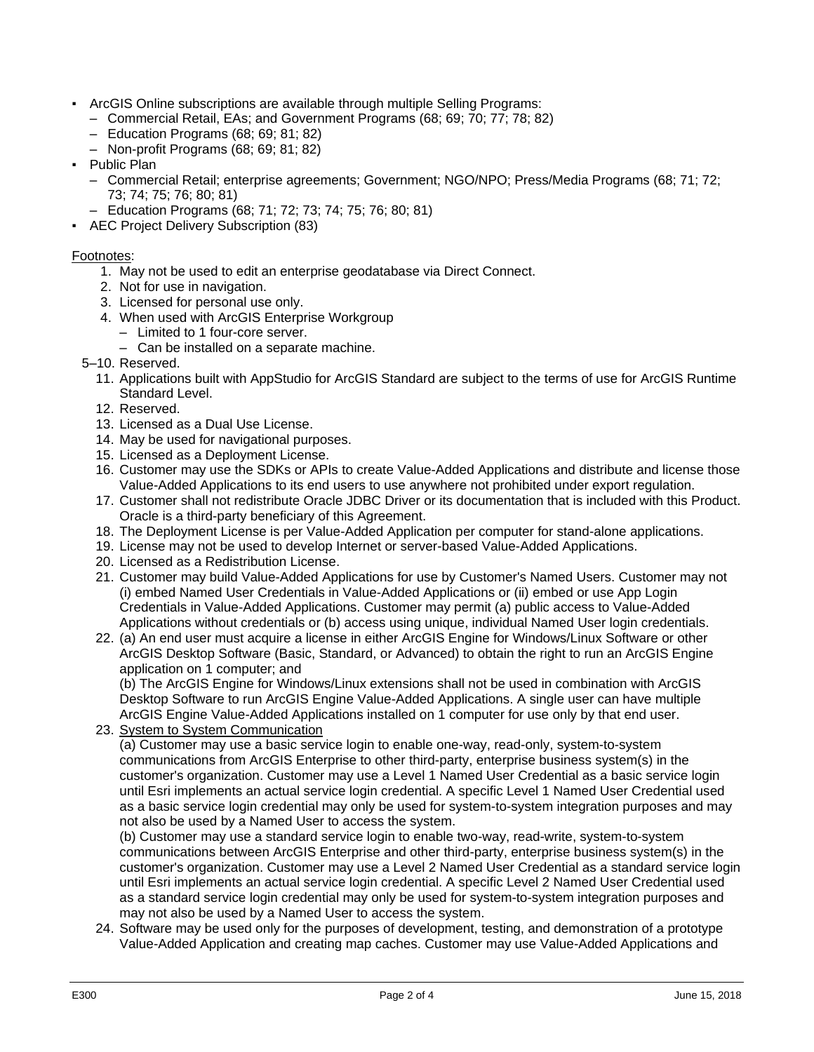- ArcGIS Online subscriptions are available through multiple Selling Programs:
  - Commercial Retail, EAs; and Government Programs (68; 69; 70; 77; 78; 82)
  - Education Programs (68; 69; 81; 82)
  - Non-profit Programs (68; 69; 81; 82)
- Public Plan
  - Commercial Retail; enterprise agreements; Government; NGO/NPO; Press/Media Programs (68; 71; 72; 73; 74; 75; 76; 80; 81)
  - Education Programs (68; 71; 72; 73; 74; 75; 76; 80; 81)
- AEC Project Delivery Subscription (83)

Footnotes:

1. May not be used to edit an enterprise geodatabase via Direct Connect.
2. Not for use in navigation.
3. Licensed for personal use only.
4. When used with ArcGIS Enterprise Workgroup
   - Limited to 1 four-core server.
   - Can be installed on a separate machine.

5–10. Reserved.

11. Applications built with AppStudio for ArcGIS Standard are subject to the terms of use for ArcGIS Runtime Standard Level.
12. Reserved.
13. Licensed as a Dual Use License.
14. May be used for navigational purposes.
15. Licensed as a Deployment License.
16. Customer may use the SDKs or APIs to create Value-Added Applications and distribute and license those Value-Added Applications to its end users to use anywhere not prohibited under export regulation.
17. Customer shall not redistribute Oracle JDBC Driver or its documentation that is included with this Product. Oracle is a third-party beneficiary of this Agreement.
18. The Deployment License is per Value-Added Application per computer for stand-alone applications.
19. License may not be used to develop Internet or server-based Value-Added Applications.
20. Licensed as a Redistribution License.
21. Customer may build Value-Added Applications for use by Customer's Named Users. Customer may not (i) embed Named User Credentials in Value-Added Applications or (ii) embed or use App Login Credentials in Value-Added Applications. Customer may permit (a) public access to Value-Added Applications without credentials or (b) access using unique, individual Named User login credentials.
22. (a) An end user must acquire a license in either ArcGIS Engine for Windows/Linux Software or other ArcGIS Desktop Software (Basic, Standard, or Advanced) to obtain the right to run an ArcGIS Engine application on 1 computer; and
    (b) The ArcGIS Engine for Windows/Linux extensions shall not be used in combination with ArcGIS Desktop Software to run ArcGIS Engine Value-Added Applications. A single user can have multiple ArcGIS Engine Value-Added Applications installed on 1 computer for use only by that end user.
23. System to System Communication
    (a) Customer may use a basic service login to enable one-way, read-only, system-to-system communications from ArcGIS Enterprise to other third-party, enterprise business system(s) in the customer's organization. Customer may use a Level 1 Named User Credential as a basic service login until Esri implements an actual service login credential. A specific Level 1 Named User Credential used as a basic service login credential may only be used for system-to-system integration purposes and may not also be used by a Named User to access the system.
    (b) Customer may use a standard service login to enable two-way, read-write, system-to-system communications between ArcGIS Enterprise and other third-party, enterprise business system(s) in the customer's organization. Customer may use a Level 2 Named User Credential as a standard service login until Esri implements an actual service login credential. A specific Level 2 Named User Credential used as a standard service login credential may only be used for system-to-system integration purposes and may not also be used by a Named User to access the system.
24. Software may be used only for the purposes of development, testing, and demonstration of a prototype Value-Added Application and creating map caches. Customer may use Value-Added Applications and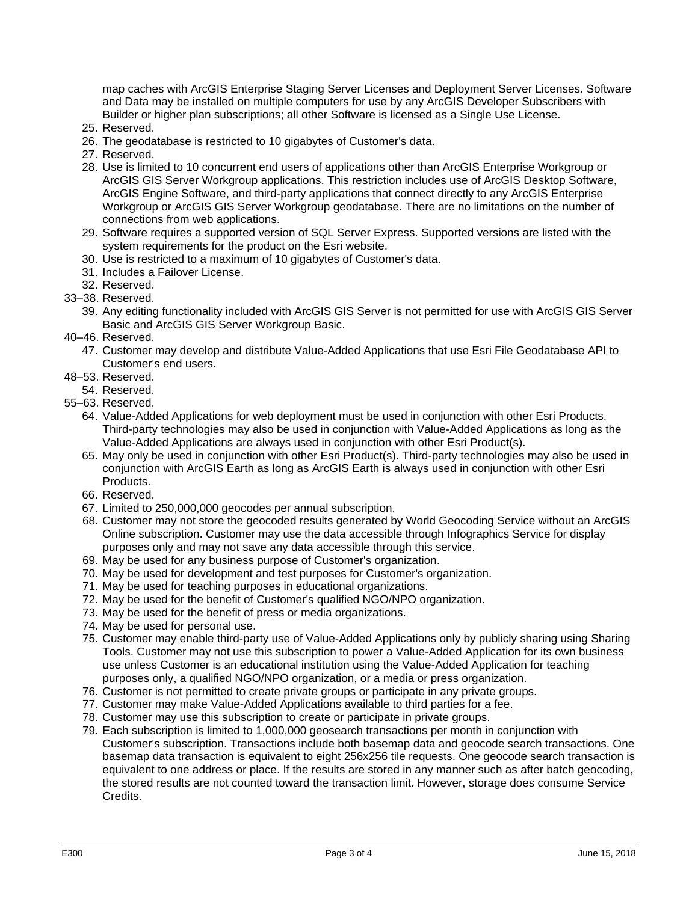map caches with ArcGIS Enterprise Staging Server Licenses and Deployment Server Licenses. Software and Data may be installed on multiple computers for use by any ArcGIS Developer Subscribers with Builder or higher plan subscriptions; all other Software is licensed as a Single Use License.

25. Reserved.
26. The geodatabase is restricted to 10 gigabytes of Customer's data.
27. Reserved.
28. Use is limited to 10 concurrent end users of applications other than ArcGIS Enterprise Workgroup or ArcGIS GIS Server Workgroup applications. This restriction includes use of ArcGIS Desktop Software, ArcGIS Engine Software, and third-party applications that connect directly to any ArcGIS Enterprise Workgroup or ArcGIS GIS Server Workgroup geodatabase. There are no limitations on the number of connections from web applications.
29. Software requires a supported version of SQL Server Express. Supported versions are listed with the system requirements for the product on the Esri website.
30. Use is restricted to a maximum of 10 gigabytes of Customer's data.
31. Includes a Failover License.
32. Reserved.

33–38. Reserved.

39. Any editing functionality included with ArcGIS GIS Server is not permitted for use with ArcGIS GIS Server Basic and ArcGIS GIS Server Workgroup Basic.

40–46. Reserved.

47. Customer may develop and distribute Value-Added Applications that use Esri File Geodatabase API to Customer's end users.

48–53. Reserved.

54. Reserved.

55–63. Reserved.

64. Value-Added Applications for web deployment must be used in conjunction with other Esri Products. Third-party technologies may also be used in conjunction with Value-Added Applications as long as the Value-Added Applications are always used in conjunction with other Esri Product(s).
65. May only be used in conjunction with other Esri Product(s). Third-party technologies may also be used in conjunction with ArcGIS Earth as long as ArcGIS Earth is always used in conjunction with other Esri Products.
66. Reserved.
67. Limited to 250,000,000 geocodes per annual subscription.
68. Customer may not store the geocoded results generated by World Geocoding Service without an ArcGIS Online subscription. Customer may use the data accessible through Infographics Service for display purposes only and may not save any data accessible through this service.
69. May be used for any business purpose of Customer's organization.
70. May be used for development and test purposes for Customer's organization.
71. May be used for teaching purposes in educational organizations.
72. May be used for the benefit of Customer's qualified NGO/NPO organization.
73. May be used for the benefit of press or media organizations.
74. May be used for personal use.
75. Customer may enable third-party use of Value-Added Applications only by publicly sharing using Sharing Tools. Customer may not use this subscription to power a Value-Added Application for its own business use unless Customer is an educational institution using the Value-Added Application for teaching purposes only, a qualified NGO/NPO organization, or a media or press organization.
76. Customer is not permitted to create private groups or participate in any private groups.
77. Customer may make Value-Added Applications available to third parties for a fee.
78. Customer may use this subscription to create or participate in private groups.
79. Each subscription is limited to 1,000,000 geosearch transactions per month in conjunction with Customer's subscription. Transactions include both basemap data and geocode search transactions. One basemap data transaction is equivalent to eight 256x256 tile requests. One geocode search transaction is equivalent to one address or place. If the results are stored in any manner such as after batch geocoding, the stored results are not counted toward the transaction limit. However, storage does consume Service Credits.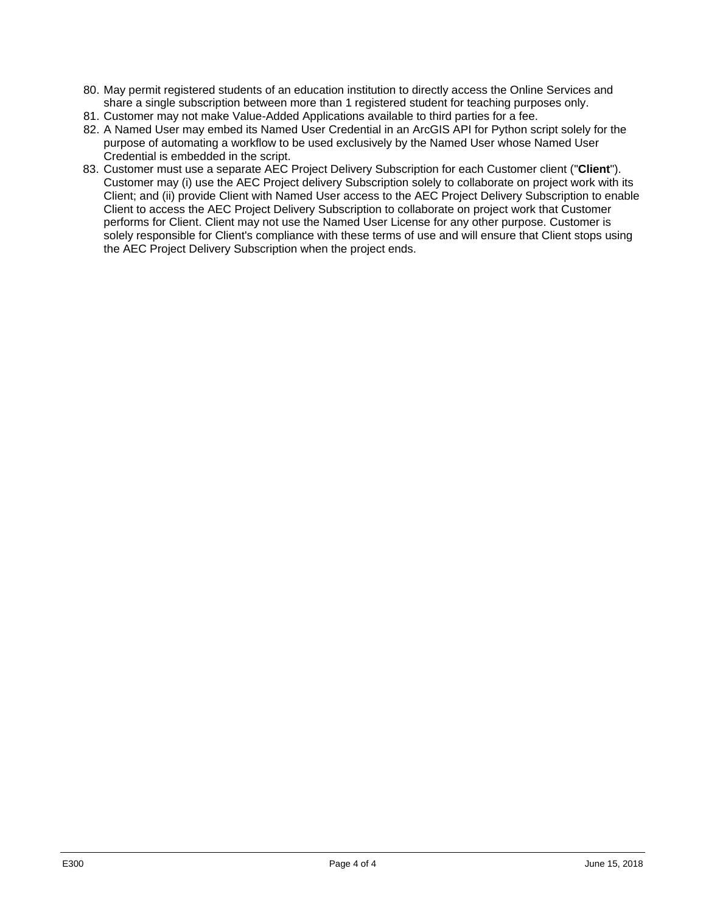80. May permit registered students of an education institution to directly access the Online Services and share a single subscription between more than 1 registered student for teaching purposes only.
81. Customer may not make Value-Added Applications available to third parties for a fee.
82. A Named User may embed its Named User Credential in an ArcGIS API for Python script solely for the purpose of automating a workflow to be used exclusively by the Named User whose Named User Credential is embedded in the script.
83. Customer must use a separate AEC Project Delivery Subscription for each Customer client ("**Client**"). Customer may (i) use the AEC Project delivery Subscription solely to collaborate on project work with its Client; and (ii) provide Client with Named User access to the AEC Project Delivery Subscription to enable Client to access the AEC Project Delivery Subscription to collaborate on project work that Customer performs for Client. Client may not use the Named User License for any other purpose. Customer is solely responsible for Client's compliance with these terms of use and will ensure that Client stops using the AEC Project Delivery Subscription when the project ends.